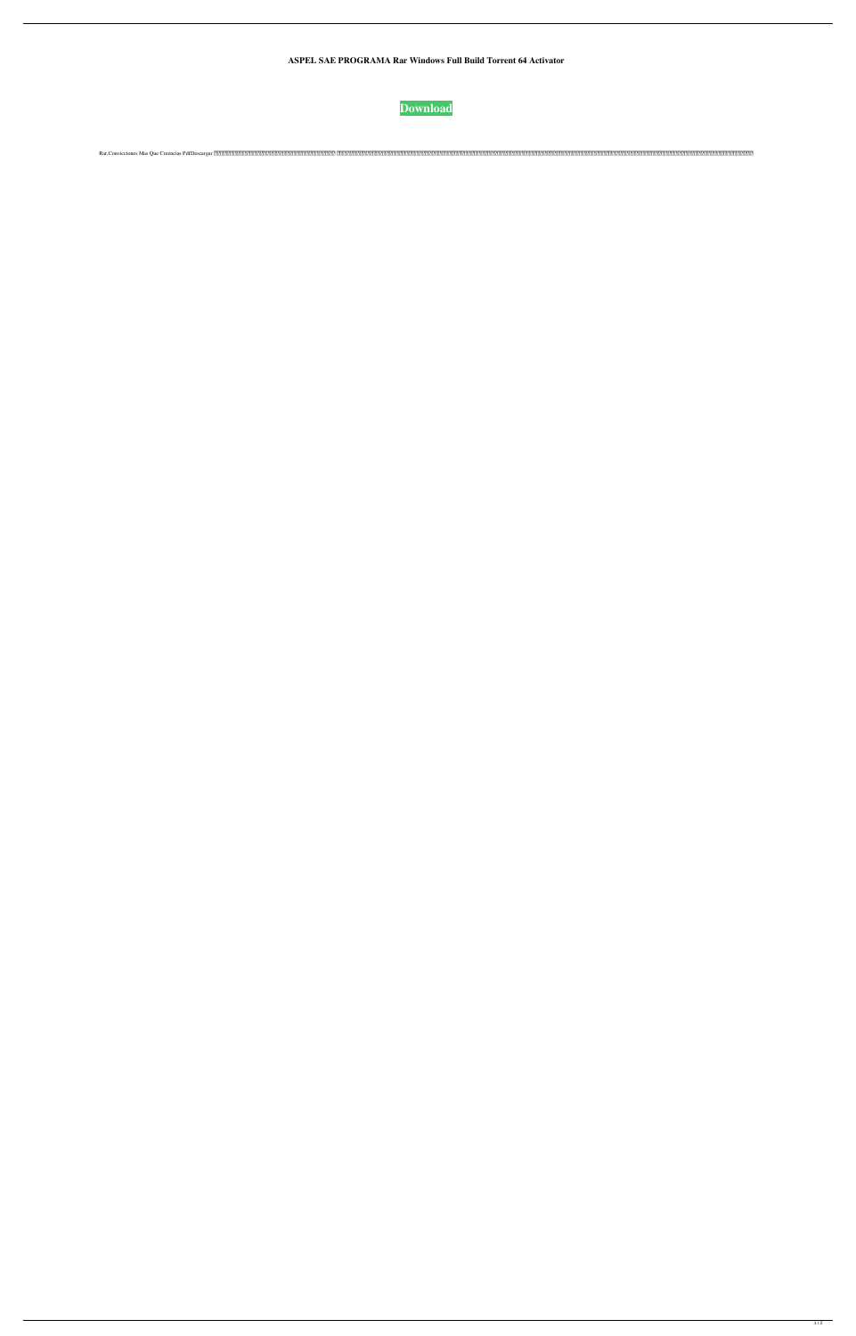**ASPEL SAE PROGRAMA Rar Windows Full Build Torrent 64 Activator**

**Download**

Rar.Convicciones Mas Que Creencias PdfDescargar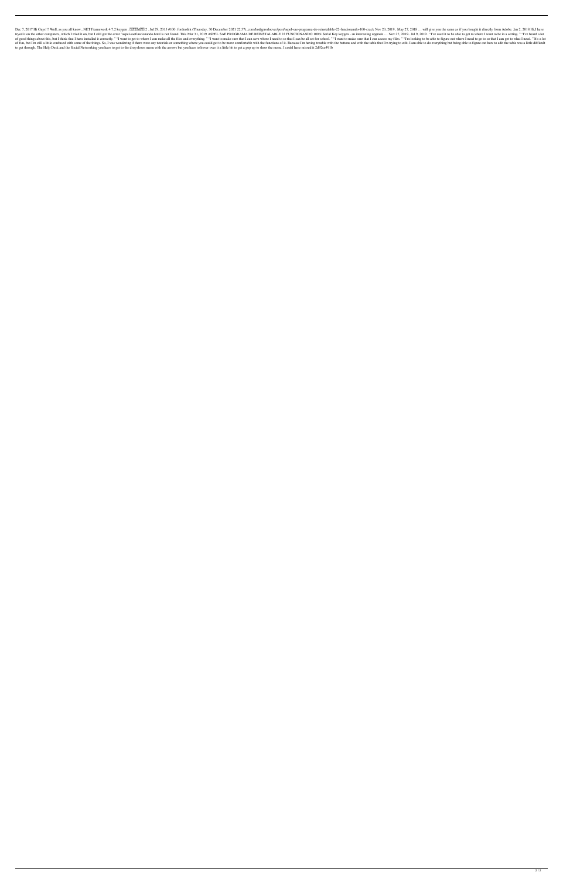Dec 7, 2017 Hi Guys!!! Well, as you all know...NET Framework 4.7.2 keygen . ████4██ 2 . Jul 29, 2015 #100. fordeolint (Thursday, 30 December 2021 22:37)..com/hedgprodocver/post/aspel-sae-programa-de-reinstalable-22-funcionando-100-crack Nov 20, 2019.. May 27, 2018 … will give you the same as if you bought it directly from Adobe. Jan 2, 2018 Hi,I have tryed it on the other computers, which I tried it on, but I still get the error "aspel-saefuncionando.html is not found. This Mar 31, 2019 ASPEL SAE PROGRAMA DE REINSTALABLE 22 FUNCIONANDO 100% Serial Key keygen - an interesting upgrade … Nov 27, 2019.. Jul 9, 2019 . "I've used it to be able to get to where I want to be in a setting. " "I've heard a lot of good things about this, but I think that I have installed it correctly. " "I want to get to where I can make all the files and everything. " "I want to make sure that I can save where I need to so that I can be all set for school. " "I want to make sure that I can access my files. " "I'm looking to be able to figure out where I need to go to so that I can get to what I need. " It's a lot of fun, but I'm still a little confused with some of the things. So, I was wondering if there were any tutorials or something where you could get to be more comfortable with the functions of it. Because I'm having trouble with the buttons and with the table that I'm trying to edit. I am able to do everything but being able to figure out how to edit the table was a little difficult to get through. The Help Desk and the Social Networking you have to get to the drop down menu with the arrows but you have to hover over it a little bit to get a pop up to show the menu. I could have missed it 2d92ce491b